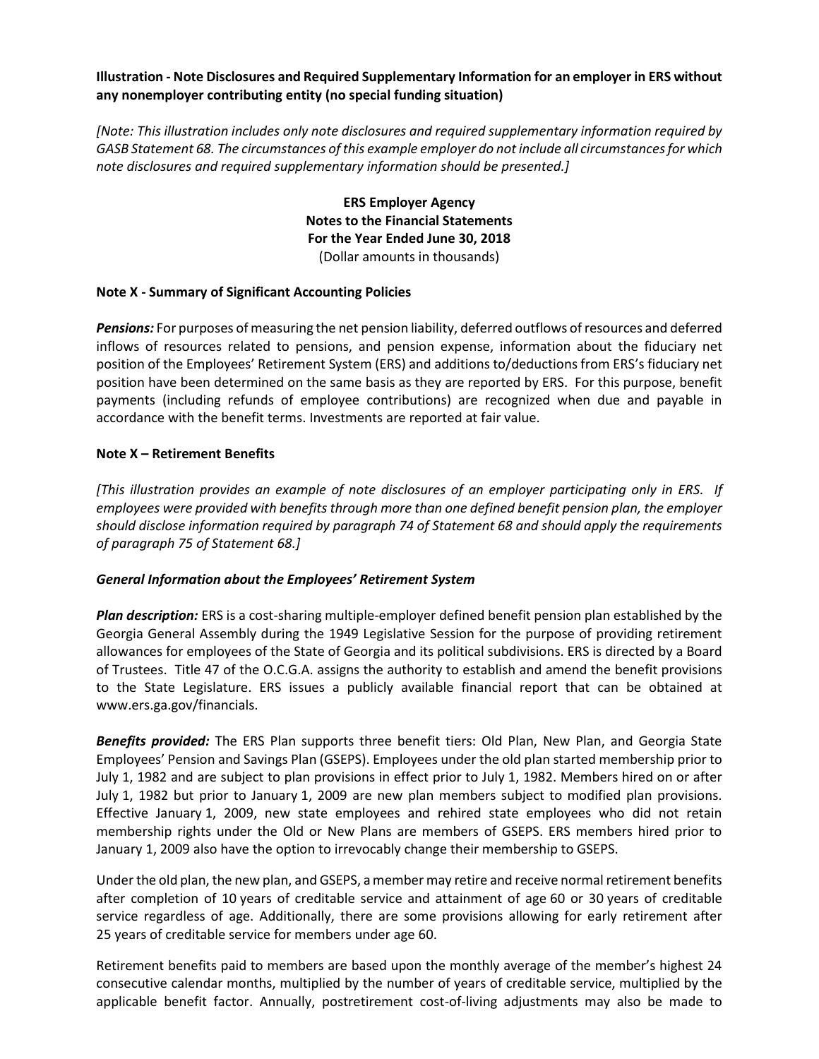**Illustration - Note Disclosures and Required Supplementary Information for an employer in ERS without any nonemployer contributing entity (no special funding situation)**

*[Note: This illustration includes only note disclosures and required supplementary information required by GASB Statement 68. The circumstances of this example employer do not include all circumstances for which note disclosures and required supplementary information should be presented.]*

**ERS Employer Agency**
**Notes to the Financial Statements**
**For the Year Ended June 30, 2018**
(Dollar amounts in thousands)

**Note X - Summary of Significant Accounting Policies**

***Pensions:*** For purposes of measuring the net pension liability, deferred outflows of resources and deferred inflows of resources related to pensions, and pension expense, information about the fiduciary net position of the Employees' Retirement System (ERS) and additions to/deductions from ERS's fiduciary net position have been determined on the same basis as they are reported by ERS. For this purpose, benefit payments (including refunds of employee contributions) are recognized when due and payable in accordance with the benefit terms. Investments are reported at fair value.

**Note X – Retirement Benefits**

*[This illustration provides an example of note disclosures of an employer participating only in ERS. If employees were provided with benefits through more than one defined benefit pension plan, the employer should disclose information required by paragraph 74 of Statement 68 and should apply the requirements of paragraph 75 of Statement 68.]*

***General Information about the Employees' Retirement System***

***Plan description:*** ERS is a cost-sharing multiple-employer defined benefit pension plan established by the Georgia General Assembly during the 1949 Legislative Session for the purpose of providing retirement allowances for employees of the State of Georgia and its political subdivisions. ERS is directed by a Board of Trustees. Title 47 of the O.C.G.A. assigns the authority to establish and amend the benefit provisions to the State Legislature. ERS issues a publicly available financial report that can be obtained at www.ers.ga.gov/financials.

***Benefits provided:*** The ERS Plan supports three benefit tiers: Old Plan, New Plan, and Georgia State Employees' Pension and Savings Plan (GSEPS). Employees under the old plan started membership prior to July 1, 1982 and are subject to plan provisions in effect prior to July 1, 1982. Members hired on or after July 1, 1982 but prior to January 1, 2009 are new plan members subject to modified plan provisions. Effective January 1, 2009, new state employees and rehired state employees who did not retain membership rights under the Old or New Plans are members of GSEPS. ERS members hired prior to January 1, 2009 also have the option to irrevocably change their membership to GSEPS.

Under the old plan, the new plan, and GSEPS, a member may retire and receive normal retirement benefits after completion of 10 years of creditable service and attainment of age 60 or 30 years of creditable service regardless of age. Additionally, there are some provisions allowing for early retirement after 25 years of creditable service for members under age 60.

Retirement benefits paid to members are based upon the monthly average of the member's highest 24 consecutive calendar months, multiplied by the number of years of creditable service, multiplied by the applicable benefit factor. Annually, postretirement cost-of-living adjustments may also be made to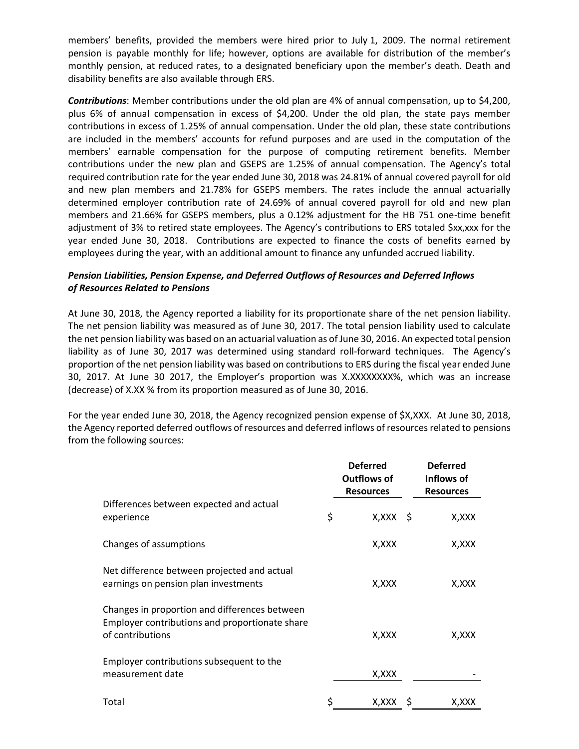members' benefits, provided the members were hired prior to July 1, 2009. The normal retirement pension is payable monthly for life; however, options are available for distribution of the member's monthly pension, at reduced rates, to a designated beneficiary upon the member's death. Death and disability benefits are also available through ERS.

***Contributions***: Member contributions under the old plan are 4% of annual compensation, up to $4,200, plus 6% of annual compensation in excess of $4,200. Under the old plan, the state pays member contributions in excess of 1.25% of annual compensation. Under the old plan, these state contributions are included in the members' accounts for refund purposes and are used in the computation of the members' earnable compensation for the purpose of computing retirement benefits. Member contributions under the new plan and GSEPS are 1.25% of annual compensation. The Agency's total required contribution rate for the year ended June 30, 2018 was 24.81% of annual covered payroll for old and new plan members and 21.78% for GSEPS members. The rates include the annual actuarially determined employer contribution rate of 24.69% of annual covered payroll for old and new plan members and 21.66% for GSEPS members, plus a 0.12% adjustment for the HB 751 one-time benefit adjustment of 3% to retired state employees. The Agency's contributions to ERS totaled $xx,xxx for the year ended June 30, 2018. Contributions are expected to finance the costs of benefits earned by employees during the year, with an additional amount to finance any unfunded accrued liability.

***Pension Liabilities, Pension Expense, and Deferred Outflows of Resources and Deferred Inflows of Resources Related to Pensions***

At June 30, 2018, the Agency reported a liability for its proportionate share of the net pension liability. The net pension liability was measured as of June 30, 2017. The total pension liability used to calculate the net pension liability was based on an actuarial valuation as of June 30, 2016. An expected total pension liability as of June 30, 2017 was determined using standard roll-forward techniques. The Agency's proportion of the net pension liability was based on contributions to ERS during the fiscal year ended June 30, 2017. At June 30 2017, the Employer's proportion was X.XXXXXXXX%, which was an increase (decrease) of X.XX % from its proportion measured as of June 30, 2016.

For the year ended June 30, 2018, the Agency recognized pension expense of $X,XXX. At June 30, 2018, the Agency reported deferred outflows of resources and deferred inflows of resources related to pensions from the following sources:

| | Deferred Outflows of Resources | Deferred Inflows of Resources |
|---|---|---|
| Differences between expected and actual experience | $ X,XXX | $ X,XXX |
| Changes of assumptions | X,XXX | X,XXX |
| Net difference between projected and actual earnings on pension plan investments | X,XXX | X,XXX |
| Changes in proportion and differences between Employer contributions and proportionate share of contributions | X,XXX | X,XXX |
| Employer contributions subsequent to the measurement date | X,XXX | - |
| Total | $ X,XXX | $ X,XXX |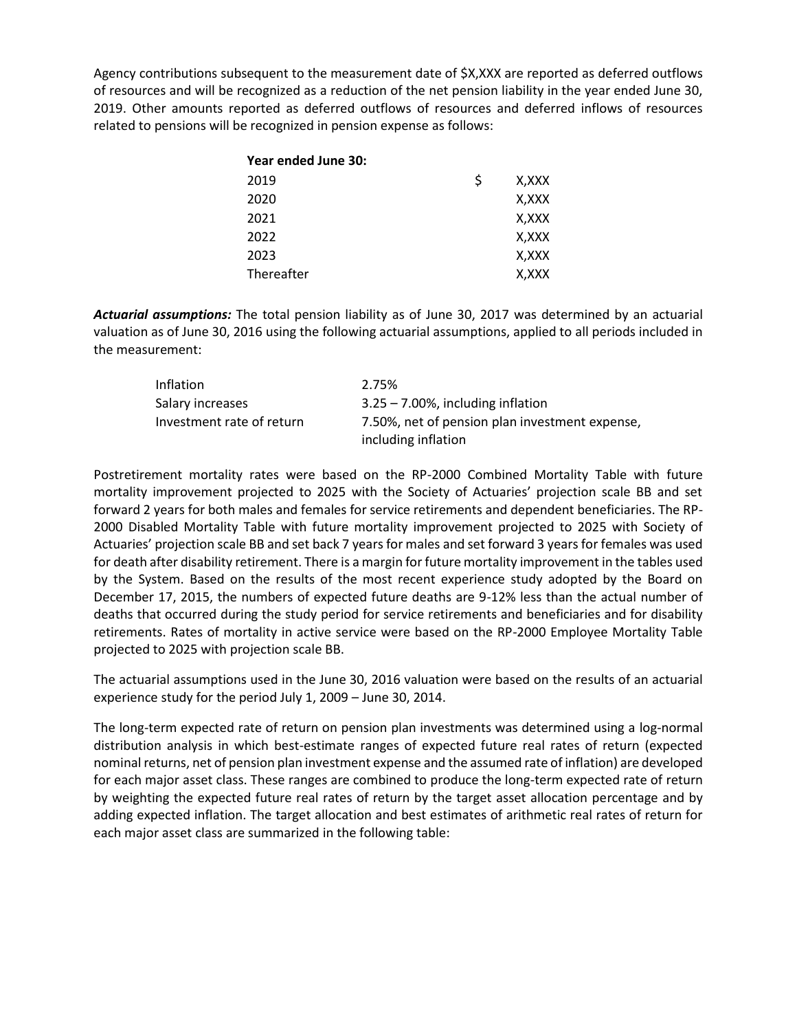Agency contributions subsequent to the measurement date of $X,XXX are reported as deferred outflows of resources and will be recognized as a reduction of the net pension liability in the year ended June 30, 2019. Other amounts reported as deferred outflows of resources and deferred inflows of resources related to pensions will be recognized in pension expense as follows:

| **Year ended June 30:** | | |
|---|---|---|
| 2019 | $ | X,XXX |
| 2020 | | X,XXX |
| 2021 | | X,XXX |
| 2022 | | X,XXX |
| 2023 | | X,XXX |
| Thereafter | | X,XXX |

***Actuarial assumptions:*** The total pension liability as of June 30, 2017 was determined by an actuarial valuation as of June 30, 2016 using the following actuarial assumptions, applied to all periods included in the measurement:

| | |
|---|---|
| Inflation | 2.75% |
| Salary increases | 3.25 – 7.00%, including inflation |
| Investment rate of return | 7.50%, net of pension plan investment expense, including inflation |

Postretirement mortality rates were based on the RP-2000 Combined Mortality Table with future mortality improvement projected to 2025 with the Society of Actuaries' projection scale BB and set forward 2 years for both males and females for service retirements and dependent beneficiaries. The RP-2000 Disabled Mortality Table with future mortality improvement projected to 2025 with Society of Actuaries' projection scale BB and set back 7 years for males and set forward 3 years for females was used for death after disability retirement. There is a margin for future mortality improvement in the tables used by the System. Based on the results of the most recent experience study adopted by the Board on December 17, 2015, the numbers of expected future deaths are 9-12% less than the actual number of deaths that occurred during the study period for service retirements and beneficiaries and for disability retirements. Rates of mortality in active service were based on the RP-2000 Employee Mortality Table projected to 2025 with projection scale BB.

The actuarial assumptions used in the June 30, 2016 valuation were based on the results of an actuarial experience study for the period July 1, 2009 – June 30, 2014.

The long-term expected rate of return on pension plan investments was determined using a log-normal distribution analysis in which best-estimate ranges of expected future real rates of return (expected nominal returns, net of pension plan investment expense and the assumed rate of inflation) are developed for each major asset class. These ranges are combined to produce the long-term expected rate of return by weighting the expected future real rates of return by the target asset allocation percentage and by adding expected inflation. The target allocation and best estimates of arithmetic real rates of return for each major asset class are summarized in the following table: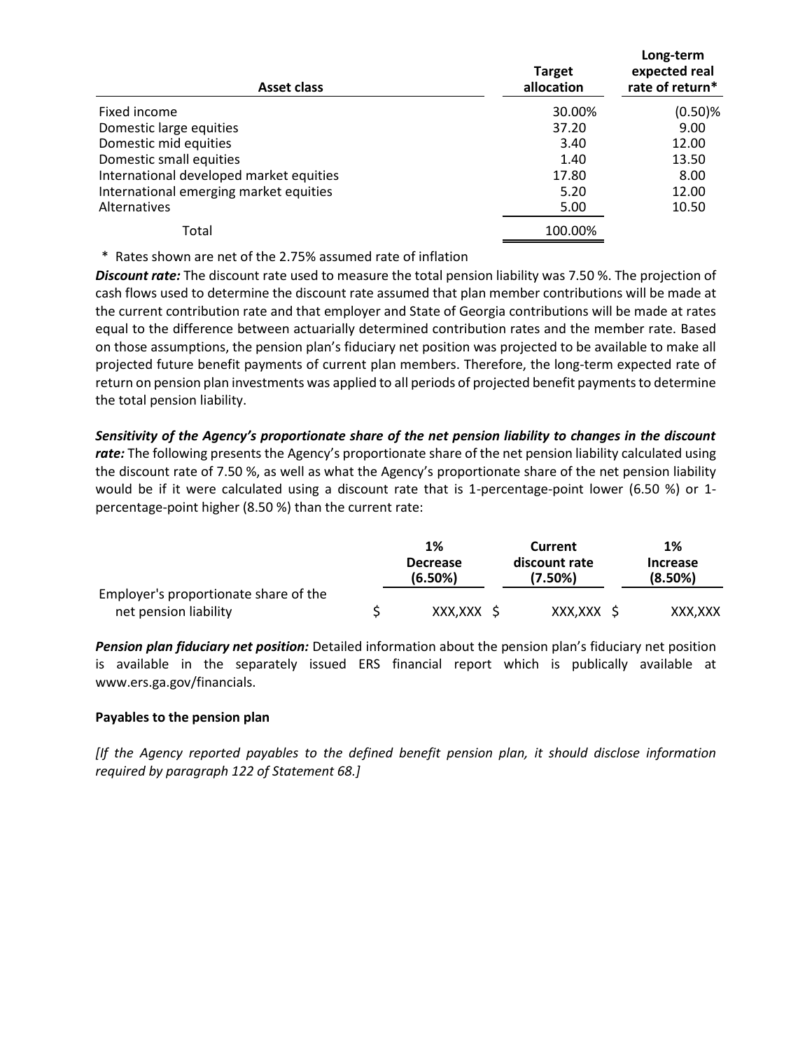| Asset class | Target allocation | Long-term expected real rate of return* |
|---|---|---|
| Fixed income | 30.00% | (0.50)% |
| Domestic large equities | 37.20 | 9.00 |
| Domestic mid equities | 3.40 | 12.00 |
| Domestic small equities | 1.40 | 13.50 |
| International developed market equities | 17.80 | 8.00 |
| International emerging market equities | 5.20 | 12.00 |
| Alternatives | 5.00 | 10.50 |
| Total | 100.00% | |

\* Rates shown are net of the 2.75% assumed rate of inflation

***Discount rate:*** The discount rate used to measure the total pension liability was 7.50 %. The projection of cash flows used to determine the discount rate assumed that plan member contributions will be made at the current contribution rate and that employer and State of Georgia contributions will be made at rates equal to the difference between actuarially determined contribution rates and the member rate. Based on those assumptions, the pension plan's fiduciary net position was projected to be available to make all projected future benefit payments of current plan members. Therefore, the long-term expected rate of return on pension plan investments was applied to all periods of projected benefit payments to determine the total pension liability.

***Sensitivity of the Agency's proportionate share of the net pension liability to changes in the discount rate:*** The following presents the Agency's proportionate share of the net pension liability calculated using the discount rate of 7.50 %, as well as what the Agency's proportionate share of the net pension liability would be if it were calculated using a discount rate that is 1-percentage-point lower (6.50 %) or 1-percentage-point higher (8.50 %) than the current rate:

| | 1% Decrease (6.50%) | Current discount rate (7.50%) | 1% Increase (8.50%) |
|---|---|---|---|
| Employer's proportionate share of the net pension liability | $ XXX,XXX | $ XXX,XXX | $ XXX,XXX |

***Pension plan fiduciary net position:*** Detailed information about the pension plan's fiduciary net position is available in the separately issued ERS financial report which is publically available at www.ers.ga.gov/financials.

**Payables to the pension plan**

*[If the Agency reported payables to the defined benefit pension plan, it should disclose information required by paragraph 122 of Statement 68.]*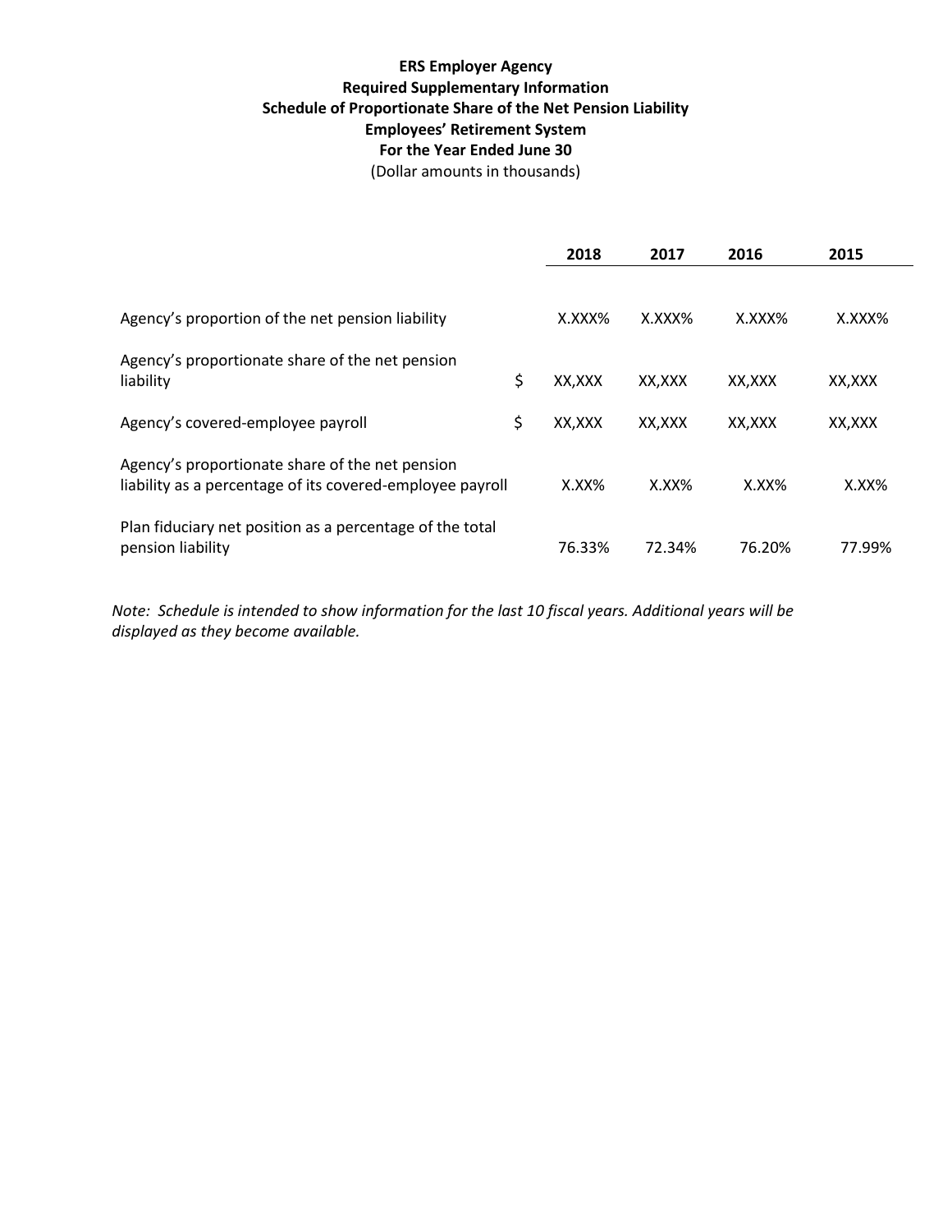**ERS Employer Agency**
**Required Supplementary Information**
**Schedule of Proportionate Share of the Net Pension Liability**
**Employees' Retirement System**
**For the Year Ended June 30**
(Dollar amounts in thousands)

| | | 2018 | 2017 | 2016 | 2015 |
|---|---|---|---|---|---|
| Agency's proportion of the net pension liability | | X.XXX% | X.XXX% | X.XXX% | X.XXX% |
| Agency's proportionate share of the net pension liability | $ | XX,XXX | XX,XXX | XX,XXX | XX,XXX |
| Agency's covered-employee payroll | $ | XX,XXX | XX,XXX | XX,XXX | XX,XXX |
| Agency's proportionate share of the net pension liability as a percentage of its covered-employee payroll | | X.XX% | X.XX% | X.XX% | X.XX% |
| Plan fiduciary net position as a percentage of the total pension liability | | 76.33% | 72.34% | 76.20% | 77.99% |

*Note: Schedule is intended to show information for the last 10 fiscal years. Additional years will be displayed as they become available.*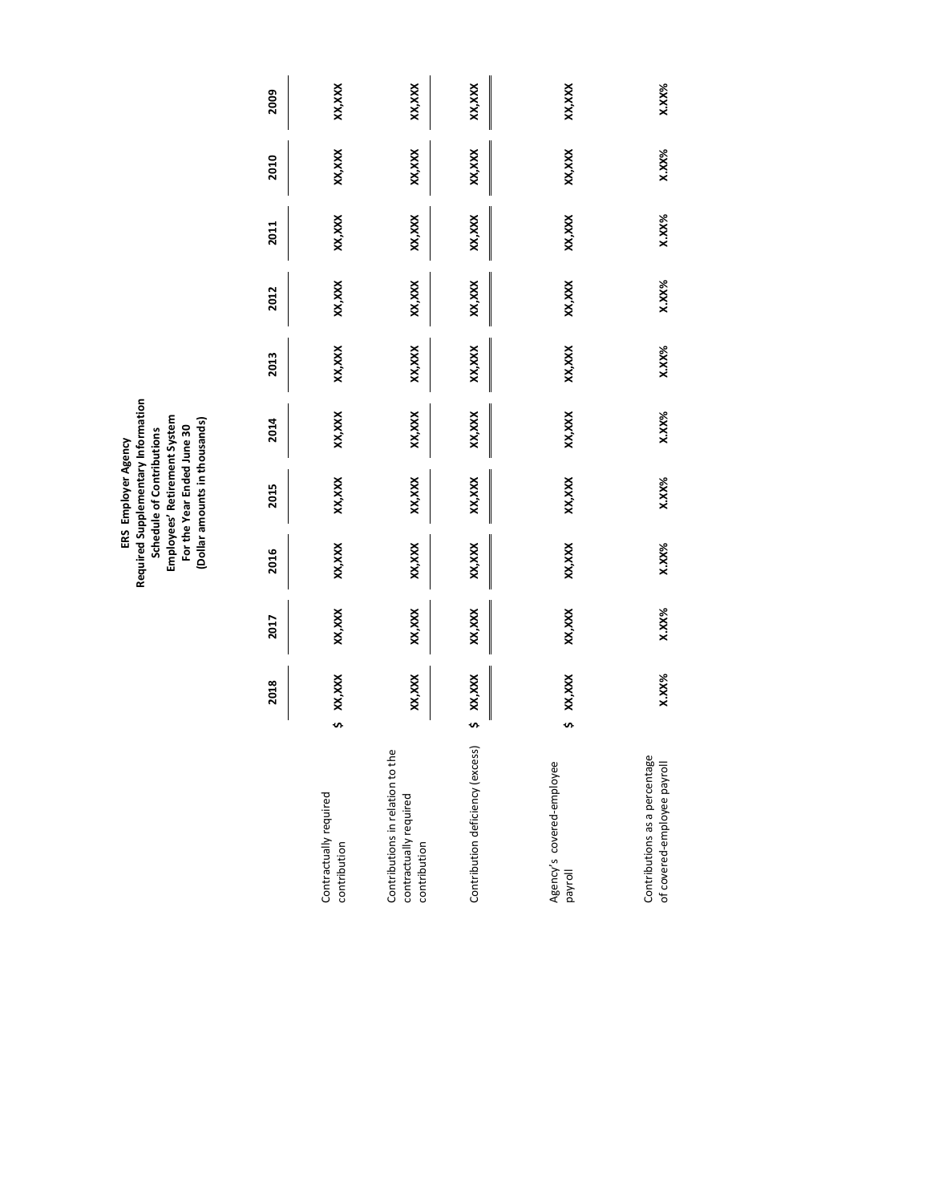**ERS Employer Agency**
**Required Supplementary Information**
**Schedule of Contributions**
**Employees' Retirement System**
**For the Year Ended June 30**
**(Dollar amounts in thousands)**

| | 2018 | 2017 | 2016 | 2015 | 2014 | 2013 | 2012 | 2011 | 2010 | 2009 |
|---|---|---|---|---|---|---|---|---|---|---|
| Contractually required contribution | $ XX,XXX | XX,XXX | XX,XXX | XX,XXX | XX,XXX | XX,XXX | XX,XXX | XX,XXX | XX,XXX | XX,XXX |
| Contributions in relation to the contractually required contribution | XX,XXX | XX,XXX | XX,XXX | XX,XXX | XX,XXX | XX,XXX | XX,XXX | XX,XXX | XX,XXX | XX,XXX |
| Contribution deficiency (excess) | $ XX,XXX | XX,XXX | XX,XXX | XX,XXX | XX,XXX | XX,XXX | XX,XXX | XX,XXX | XX,XXX | XX,XXX |
| Agency's covered-employee payroll | $ XX,XXX | XX,XXX | XX,XXX | XX,XXX | XX,XXX | XX,XXX | XX,XXX | XX,XXX | XX,XXX | XX,XXX |
| Contributions as a percentage of covered-employee payroll | X.XX% | X.XX% | X.XX% | X.XX% | X.XX% | X.XX% | X.XX% | X.XX% | X.XX% | X.XX% |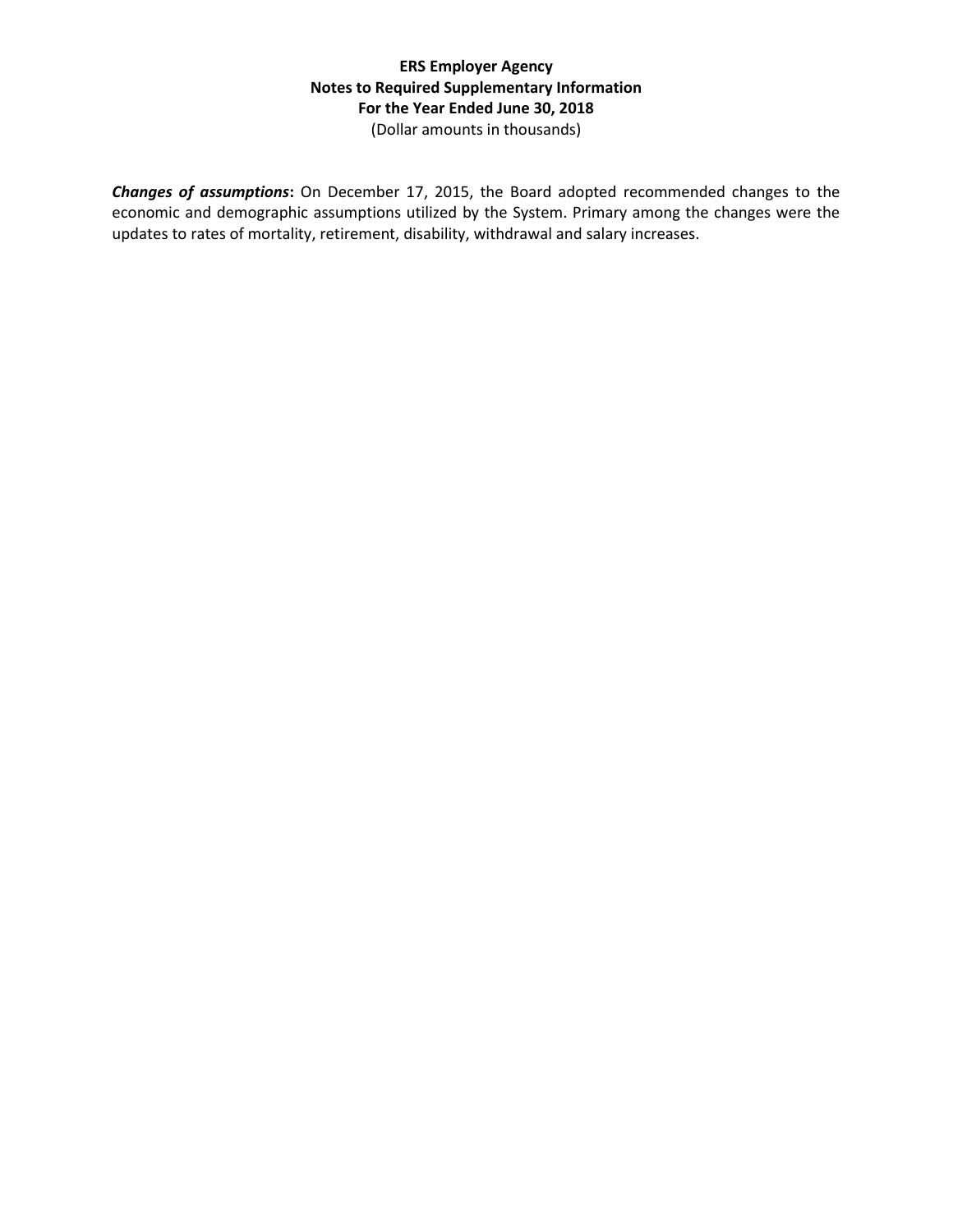**ERS Employer Agency**
**Notes to Required Supplementary Information**
**For the Year Ended June 30, 2018**
(Dollar amounts in thousands)

***Changes of assumptions*****:** On December 17, 2015, the Board adopted recommended changes to the economic and demographic assumptions utilized by the System. Primary among the changes were the updates to rates of mortality, retirement, disability, withdrawal and salary increases.